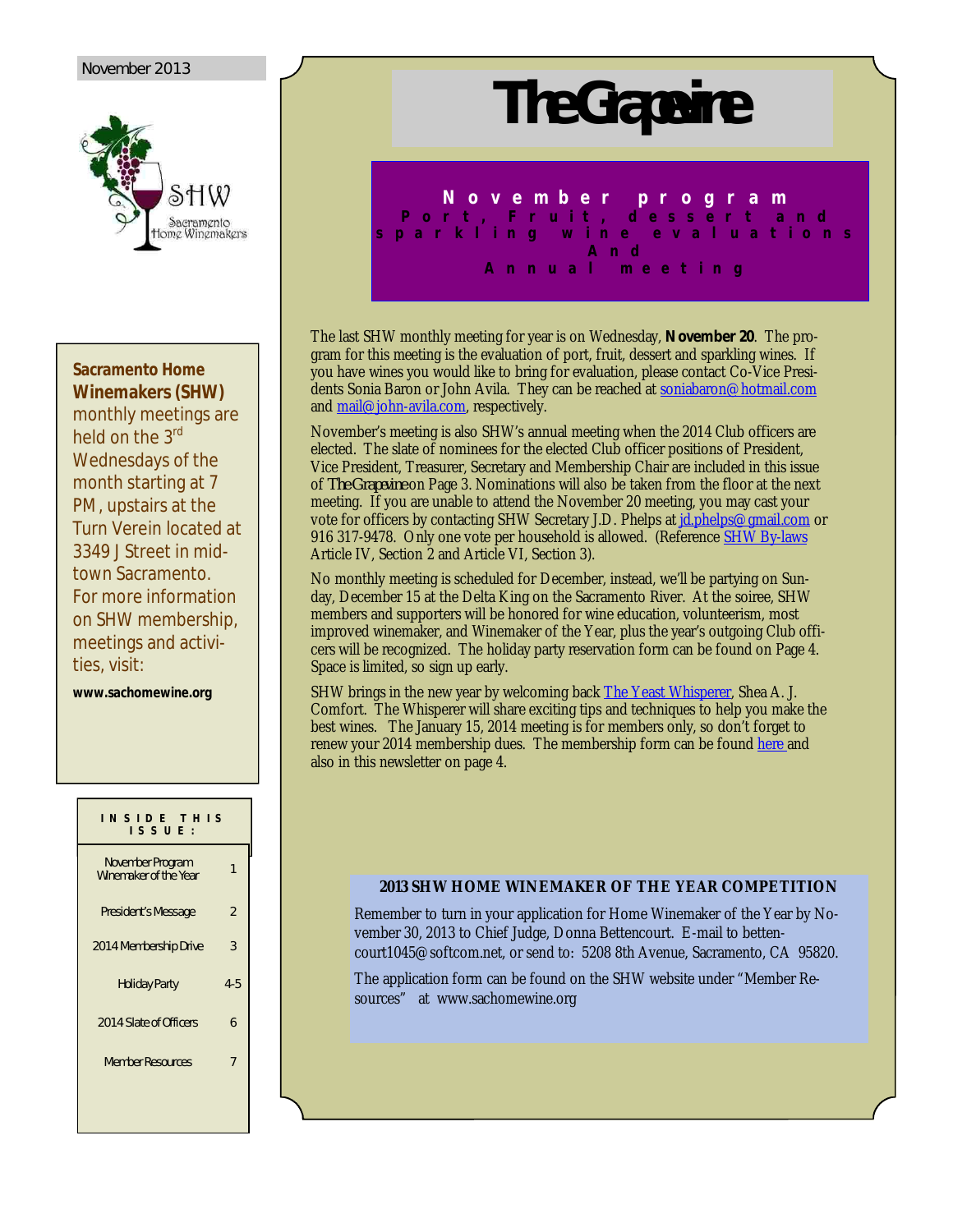November 2013

# The Grapevine

## November program
### Port, Fruit, dessert and sparkling wine evaluations And Annual meeting

The last SHW monthly meeting for year is on Wednesday, **November 20**. The program for this meeting is the evaluation of port, fruit, dessert and sparkling wines. If you have wines you would like to bring for evaluation, please contact Co-Vice Presidents Sonia Baron or John Avila. They can be reached at soniabaron@hotmail.com and mail@john-avila.com, respectively.

November's meeting is also SHW's annual meeting when the 2014 Club officers are elected. The slate of nominees for the elected Club officer positions of President, Vice President, Treasurer, Secretary and Membership Chair are included in this issue of *The Grapevine* on Page 3. Nominations will also be taken from the floor at the next meeting. If you are unable to attend the November 20 meeting, you may cast your vote for officers by contacting SHW Secretary J.D. Phelps at jd.phelps@gmail.com or 916 317-9478. Only one vote per household is allowed. (Reference SHW By-laws Article IV, Section 2 and Article VI, Section 3).

No monthly meeting is scheduled for December, instead, we'll be partying on Sunday, December 15 at the Delta King on the Sacramento River. At the soiree, SHW members and supporters will be honored for wine education, volunteerism, most improved winemaker, and Winemaker of the Year, plus the year's outgoing Club officers will be recognized. The holiday party reservation form can be found on Page 4. Space is limited, so sign up early.

SHW brings in the new year by welcoming back The Yeast Whisperer, Shea A. J. Comfort. The Whisperer will share exciting tips and techniques to help you make the best wines. The January 15, 2014 meeting is for members only, so don't forget to renew your 2014 membership dues. The membership form can be found here and also in this newsletter on page 4.

### 2013 SHW HOME WINEMAKER OF THE YEAR COMPETITION

Remember to turn in your application for Home Winemaker of the Year by November 30, 2013 to Chief Judge, Donna Bettencourt. E-mail to bettencourt1045@softcom.net, or send to: 5208 8th Avenue, Sacramento, CA 95820.

The application form can be found on the SHW website under "Member Resources" at www.sachomewine.org

---

**Sacramento Home Winemakers (SHW)** monthly meetings are held on the 3rd Wednesdays of the month starting at 7 PM, upstairs at the Turn Verein located at 3349 J Street in mid-town Sacramento. For more information on SHW membership, meetings and activities, visit:

**www.sachomewine.org**

**INSIDE THIS ISSUE:**

| | |
|---|---|
| November Program Winemaker of the Year | 1 |
| President's Message | 2 |
| 2014 Membership Drive | 3 |
| Holiday Party | 4-5 |
| 2014 Slate of Officers | 6 |
| Member Resources | 7 |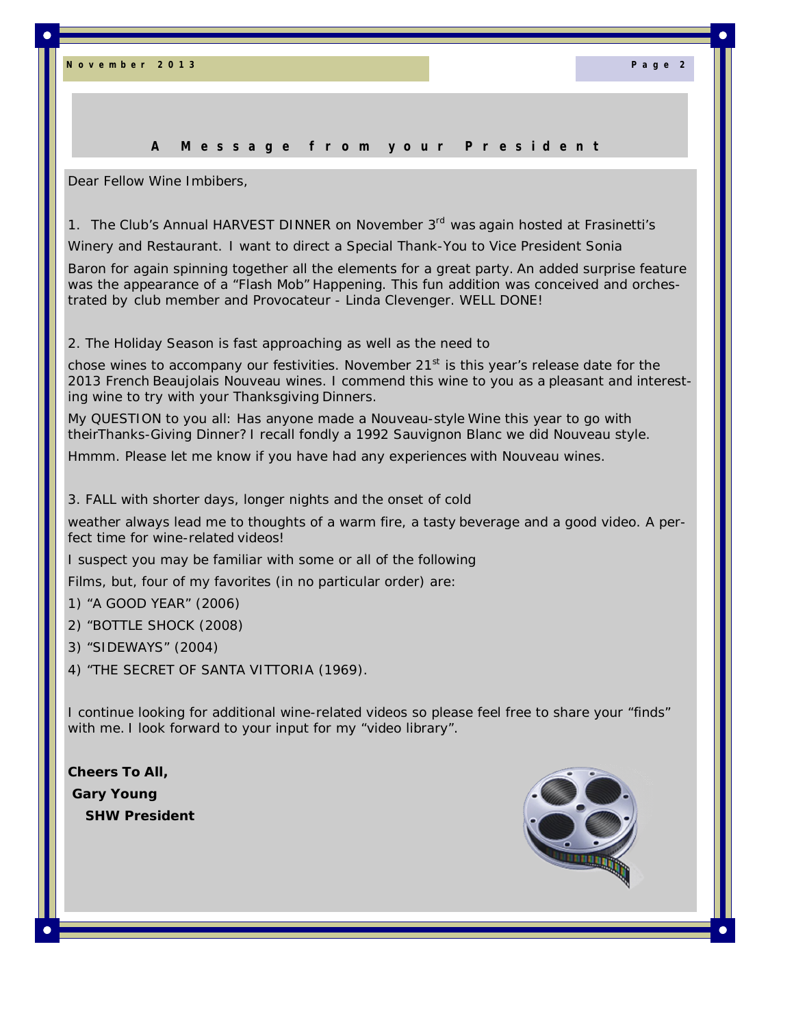## A Message from your President

Dear Fellow Wine Imbibers,

1. The Club's Annual HARVEST DINNER on November 3rd was again hosted at Frasinetti's Winery and Restaurant. I want to direct a Special Thank-You to Vice President Sonia Baron for again spinning together all the elements for a great party. An added surprise feature was the appearance of a "Flash Mob" Happening. This fun addition was conceived and orchestrated by club member and Provocateur - Linda Clevenger. WELL DONE!

2. The Holiday Season is fast approaching as well as the need to chose wines to accompany our festivities. November 21st is this year's release date for the 2013 French Beaujolais Nouveau wines. I commend this wine to you as a pleasant and interesting wine to try with your Thanksgiving Dinners.

My QUESTION to you all: Has anyone made a Nouveau-style Wine this year to go with theirThanks-Giving Dinner? I recall fondly a 1992 Sauvignon Blanc we did Nouveau style.

Hmmm. Please let me know if you have had any experiences with Nouveau wines.

3. FALL with shorter days, longer nights and the onset of cold weather always lead me to thoughts of a warm fire, a tasty beverage and a good video. A perfect time for wine-related videos!

I suspect you may be familiar with some or all of the following Films, but, four of my favorites (in no particular order) are:

1) "A GOOD YEAR" (2006)

2) "BOTTLE SHOCK (2008)

3) "SIDEWAYS" (2004)

4) "THE SECRET OF SANTA VITTORIA (1969).

I continue looking for additional wine-related videos so please feel free to share your "finds" with me. I look forward to your input for my "video library".

**Cheers To All,**

**Gary Young**

**SHW President**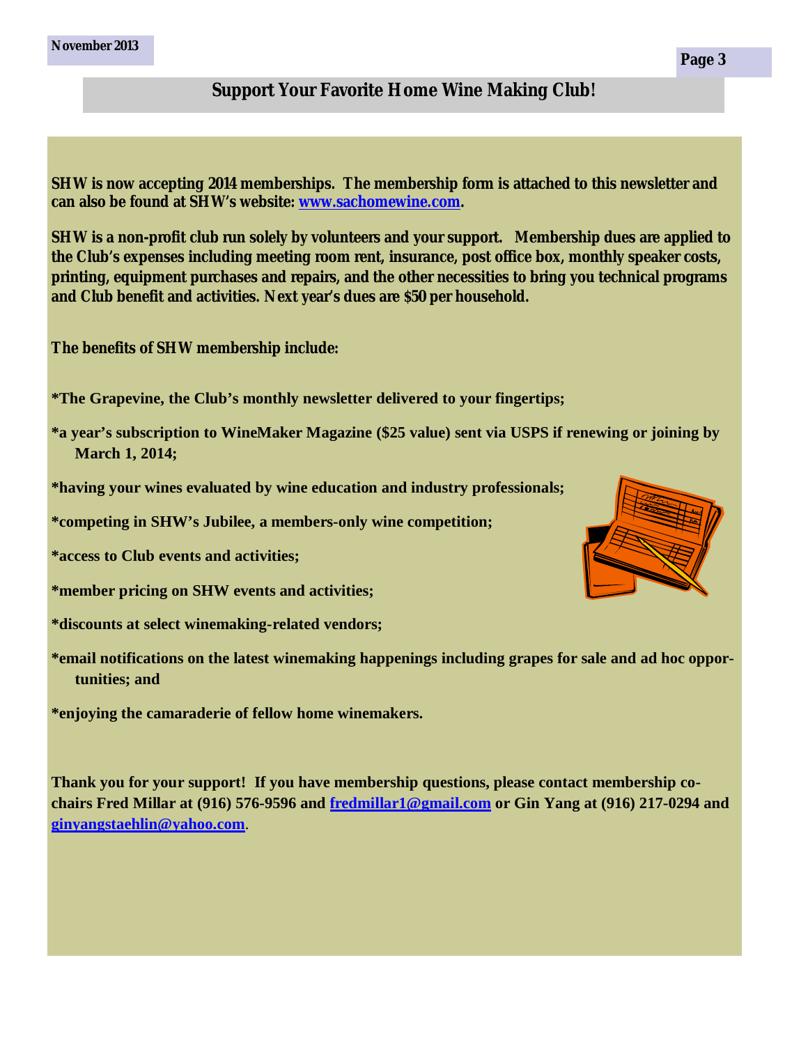## Support Your Favorite Home Wine Making Club!

**SHW is now accepting 2014 memberships. The membership form is attached to this newsletter and can also be found at SHW's website: [www.sachomewine.com](http://www.sachomewine.com).**

**SHW is a non-profit club run solely by volunteers and your support. Membership dues are applied to the Club's expenses including meeting room rent, insurance, post office box, monthly speaker costs, printing, equipment purchases and repairs, and the other necessities to bring you technical programs and Club benefit and activities. Next year's dues are $50 per household.**

**The benefits of SHW membership include:**

**\*The Grapevine, the Club's monthly newsletter delivered to your fingertips;**

**\*a year's subscription to WineMaker Magazine ($25 value) sent via USPS if renewing or joining by March 1, 2014;**

**\*having your wines evaluated by wine education and industry professionals;**

**\*competing in SHW's Jubilee, a members-only wine competition;**

**\*access to Club events and activities;**

**\*member pricing on SHW events and activities;**

**\*discounts at select winemaking-related vendors;**

**\*email notifications on the latest winemaking happenings including grapes for sale and ad hoc opportunities; and**

**\*enjoying the camaraderie of fellow home winemakers.**

**Thank you for your support! If you have membership questions, please contact membership co-chairs Fred Millar at (916) 576-9596 and [fredmillar1@gmail.com](mailto:fredmillar1@gmail.com) or Gin Yang at (916) 217-0294 and [ginyangstaehlin@yahoo.com](mailto:ginyangstaehlin@yahoo.com).**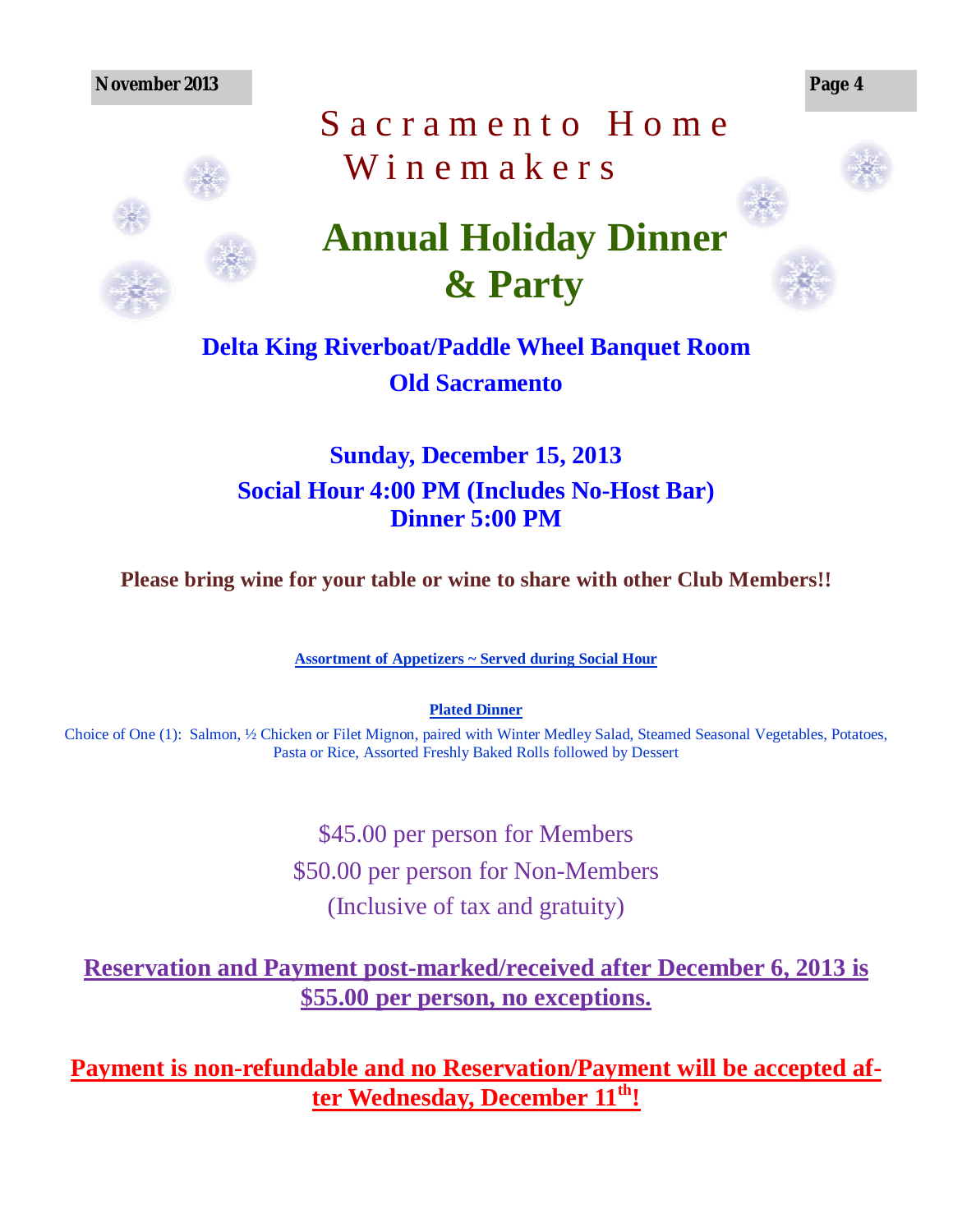# Sacramento Home Winemakers

# Annual Holiday Dinner & Party

**Delta King Riverboat/Paddle Wheel Banquet Room**
**Old Sacramento**

**Sunday, December 15, 2013**
**Social Hour 4:00 PM (Includes No-Host Bar)**
**Dinner 5:00 PM**

**Please bring wine for your table or wine to share with other Club Members!!**

**Assortment of Appetizers ~ Served during Social Hour**

**Plated Dinner**

Choice of One (1): Salmon, ½ Chicken or Filet Mignon, paired with Winter Medley Salad, Steamed Seasonal Vegetables, Potatoes, Pasta or Rice, Assorted Freshly Baked Rolls followed by Dessert

$45.00 per person for Members
$50.00 per person for Non-Members
(Inclusive of tax and gratuity)

**Reservation and Payment post-marked/received after December 6, 2013 is $55.00 per person, no exceptions.**

**Payment is non-refundable and no Reservation/Payment will be accepted after Wednesday, December 11th!**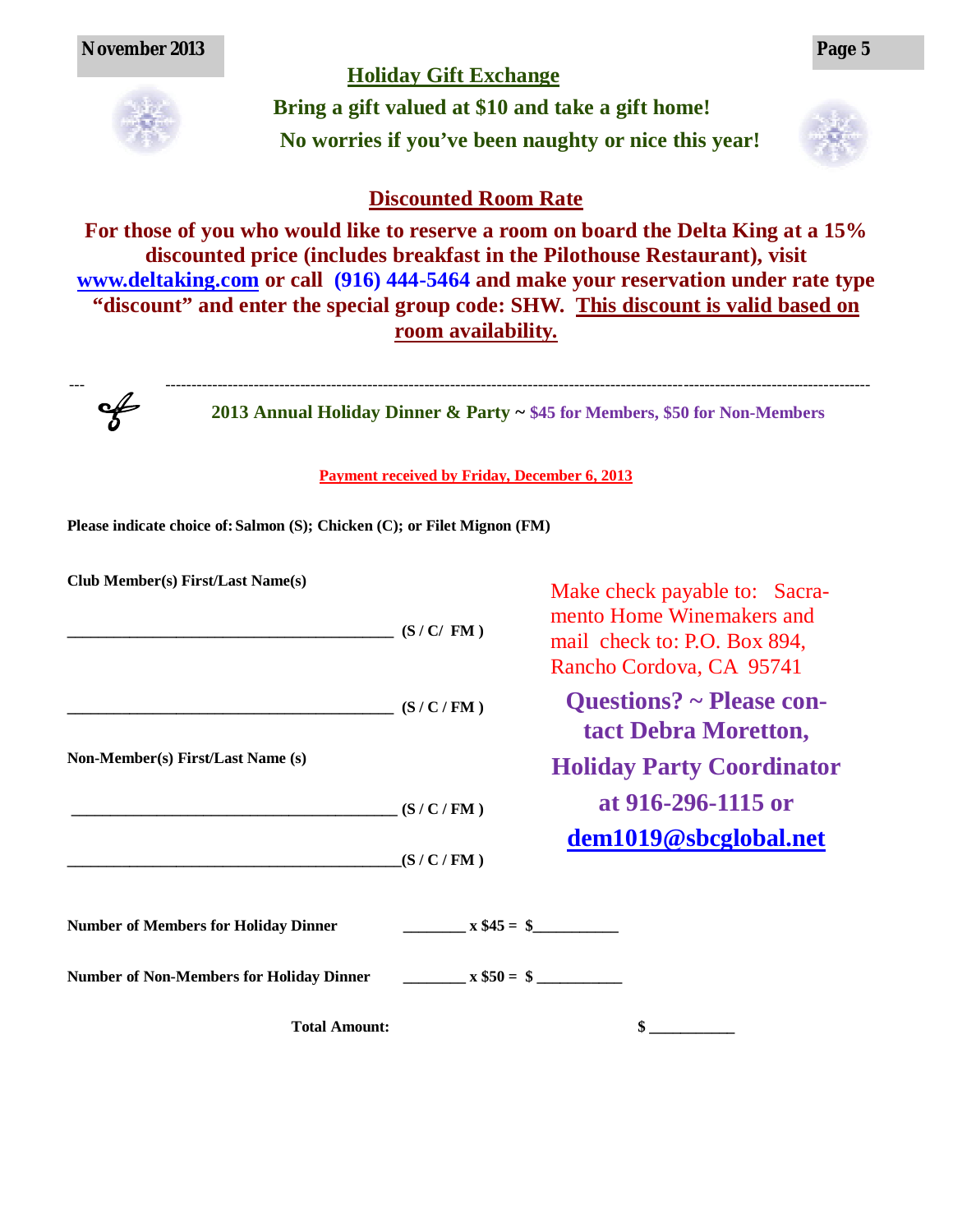## Holiday Gift Exchange

**Bring a gift valued at $10 and take a gift home!**

**No worries if you've been naughty or nice this year!**

## Discounted Room Rate

**For those of you who would like to reserve a room on board the Delta King at a 15% discounted price (includes breakfast in the Pilothouse Restaurant), visit [www.deltaking.com](http://www.deltaking.com) or call (916) 444-5464 and make your reservation under rate type "discount" and enter the special group code: SHW. This discount is valid based on room availability.**

---

**2013 Annual Holiday Dinner & Party ~ $45 for Members, $50 for Non-Members**

**Payment received by Friday, December 6, 2013**

**Please indicate choice of: Salmon (S); Chicken (C); or Filet Mignon (FM)**

**Club Member(s) First/Last Name(s)**

________________________________________ **(S / C/ FM )**

________________________________________ **(S / C / FM )**

**Non-Member(s) First/Last Name (s)**

________________________________________ **(S / C / FM )**

________________________________________ **(S / C / FM )**

Make check payable to: Sacramento Home Winemakers and mail check to: P.O. Box 894, Rancho Cordova, CA 95741

**Questions? ~ Please contact Debra Moretton, Holiday Party Coordinator at 916-296-1115 or [dem1019@sbcglobal.net](mailto:dem1019@sbcglobal.net)**

**Number of Members for Holiday Dinner** ________ **x $45 = $**___________

**Number of Non-Members for Holiday Dinner** ________ **x $50 = $** ___________

**Total Amount:** **$** ___________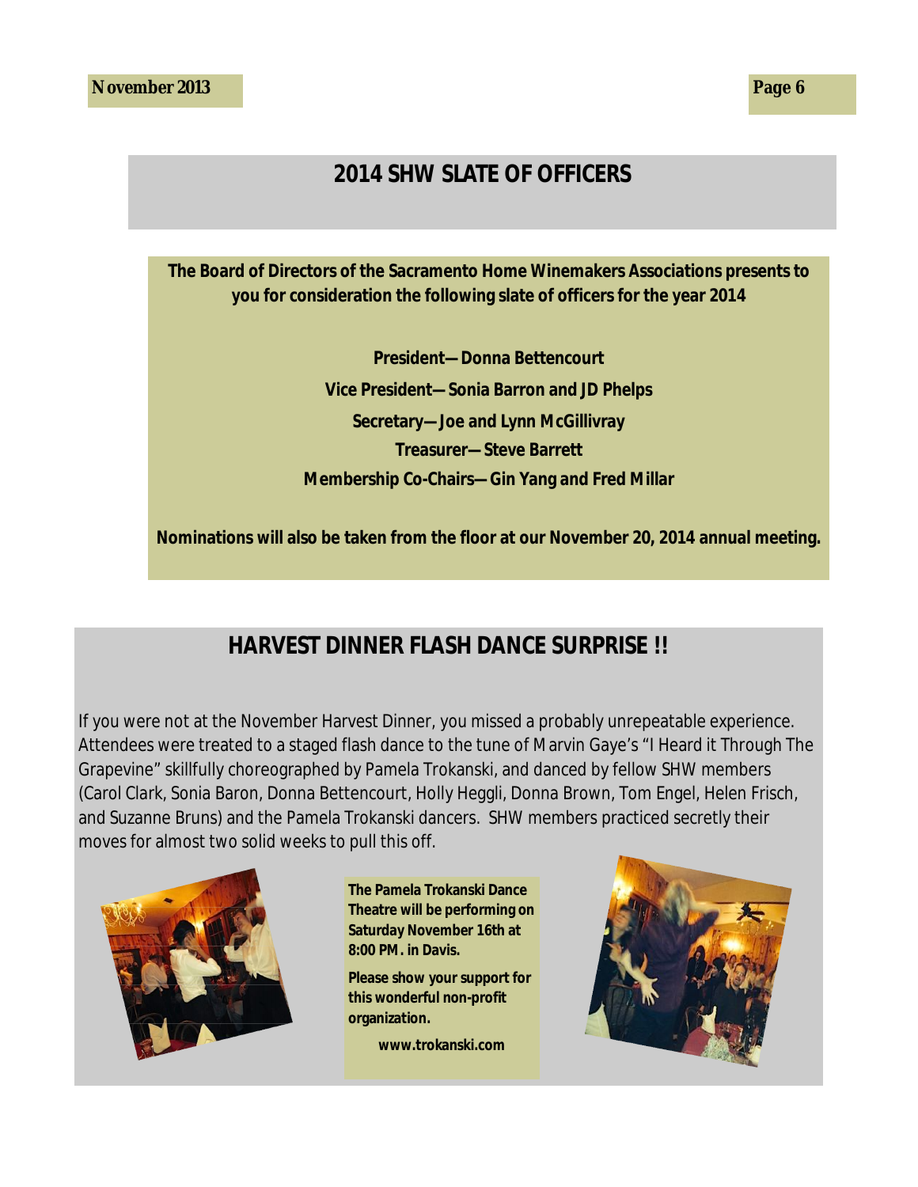## 2014 SHW SLATE OF OFFICERS

**The Board of Directors of the Sacramento Home Winemakers Associations presents to you for consideration the following slate of officers for the year 2014**

**President—Donna Bettencourt**

**Vice President—Sonia Barron and JD Phelps**

**Secretary—Joe and Lynn McGillivray**

**Treasurer—Steve Barrett**

**Membership Co-Chairs—Gin Yang and Fred Millar**

**Nominations will also be taken from the floor at our November 20, 2014 annual meeting.**

## HARVEST DINNER FLASH DANCE SURPRISE !!

If you were not at the November Harvest Dinner, you missed a probably unrepeatable experience. Attendees were treated to a staged flash dance to the tune of Marvin Gaye's "I Heard it Through The Grapevine" skillfully choreographed by Pamela Trokanski, and danced by fellow SHW members (Carol Clark, Sonia Baron, Donna Bettencourt, Holly Heggli, Donna Brown, Tom Engel, Helen Frisch, and Suzanne Bruns) and the Pamela Trokanski dancers. SHW members practiced secretly their moves for almost two solid weeks to pull this off.

**The Pamela Trokanski Dance Theatre will be performing on Saturday November 16th at 8:00 PM. in Davis.**

**Please show your support for this wonderful non-profit organization.**

**www.trokanski.com**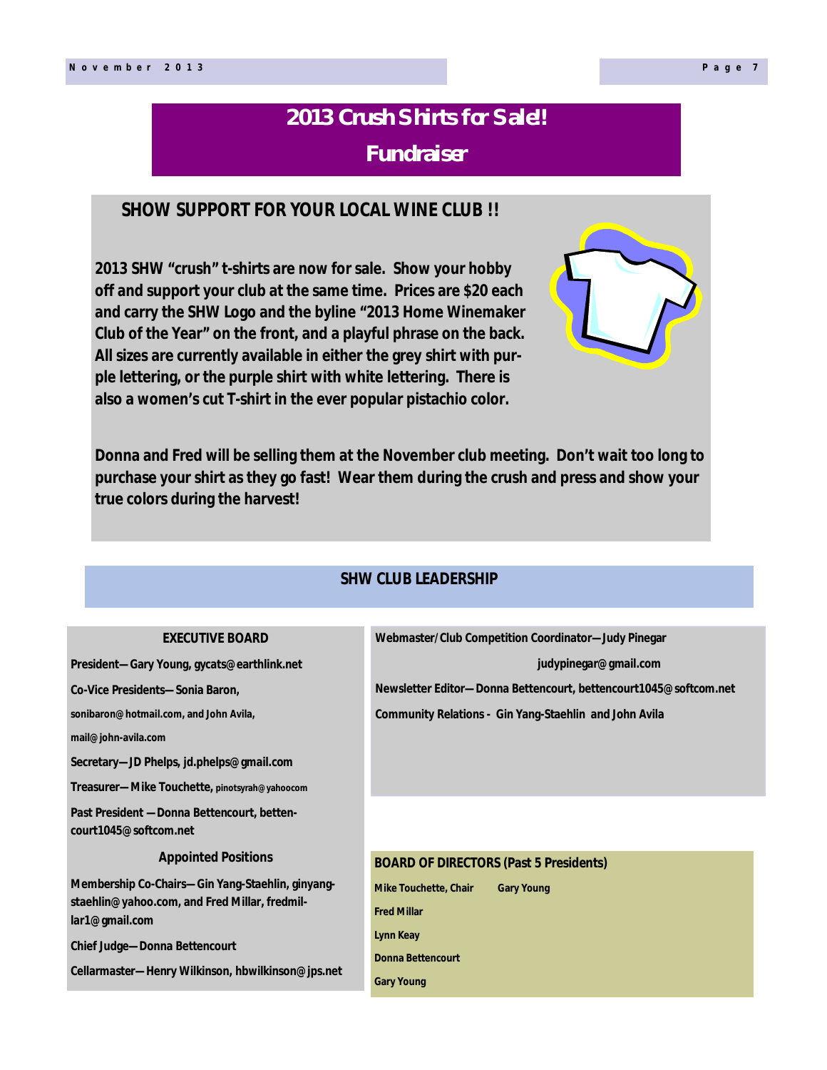# 2013 Crush Shirts for Sale!

## Fundraiser

**SHOW SUPPORT FOR YOUR LOCAL WINE CLUB !!**

**2013 SHW "crush" t-shirts are now for sale. Show your hobby off and support your club at the same time. Prices are $20 each and carry the SHW Logo and the byline "2013 Home Winemaker Club of the Year" on the front, and a playful phrase on the back. All sizes are currently available in either the grey shirt with purple lettering, or the purple shirt with white lettering. There is also a women's cut T-shirt in the ever popular pistachio color.**

**Donna and Fred will be selling them at the November club meeting. Don't wait too long to purchase your shirt as they go fast! Wear them during the crush and press and show your true colors during the harvest!**

## SHW CLUB LEADERSHIP

### EXECUTIVE BOARD

**President—Gary Young, gycats@earthlink.net**

**Co-Vice Presidents—Sonia Baron, sonibaron@hotmail.com, and John Avila, mail@john-avila.com**

**Secretary—JD Phelps, jd.phelps@gmail.com**

**Treasurer—Mike Touchette, pinotsyrah@yahoocom**

**Past President —Donna Bettencourt, bettencourt1045@softcom.net**

### Appointed Positions

**Membership Co-Chairs—Gin Yang-Staehlin, ginyangstaehlin@yahoo.com, and Fred Millar, fredmillar1@gmail.com**

**Chief Judge—Donna Bettencourt**

**Cellarmaster—Henry Wilkinson, hbwilkinson@jps.net**

**Webmaster/Club Competition Coordinator—Judy Pinegar judypinegar@gmail.com**

**Newsletter Editor—Donna Bettencourt, bettencourt1045@softcom.net**

**Community Relations - Gin Yang-Staehlin and John Avila**

### BOARD OF DIRECTORS (Past 5 Presidents)

**Mike Touchette, Chair** **Gary Young**

**Fred Millar**

**Lynn Keay**

**Donna Bettencourt**

**Gary Young**